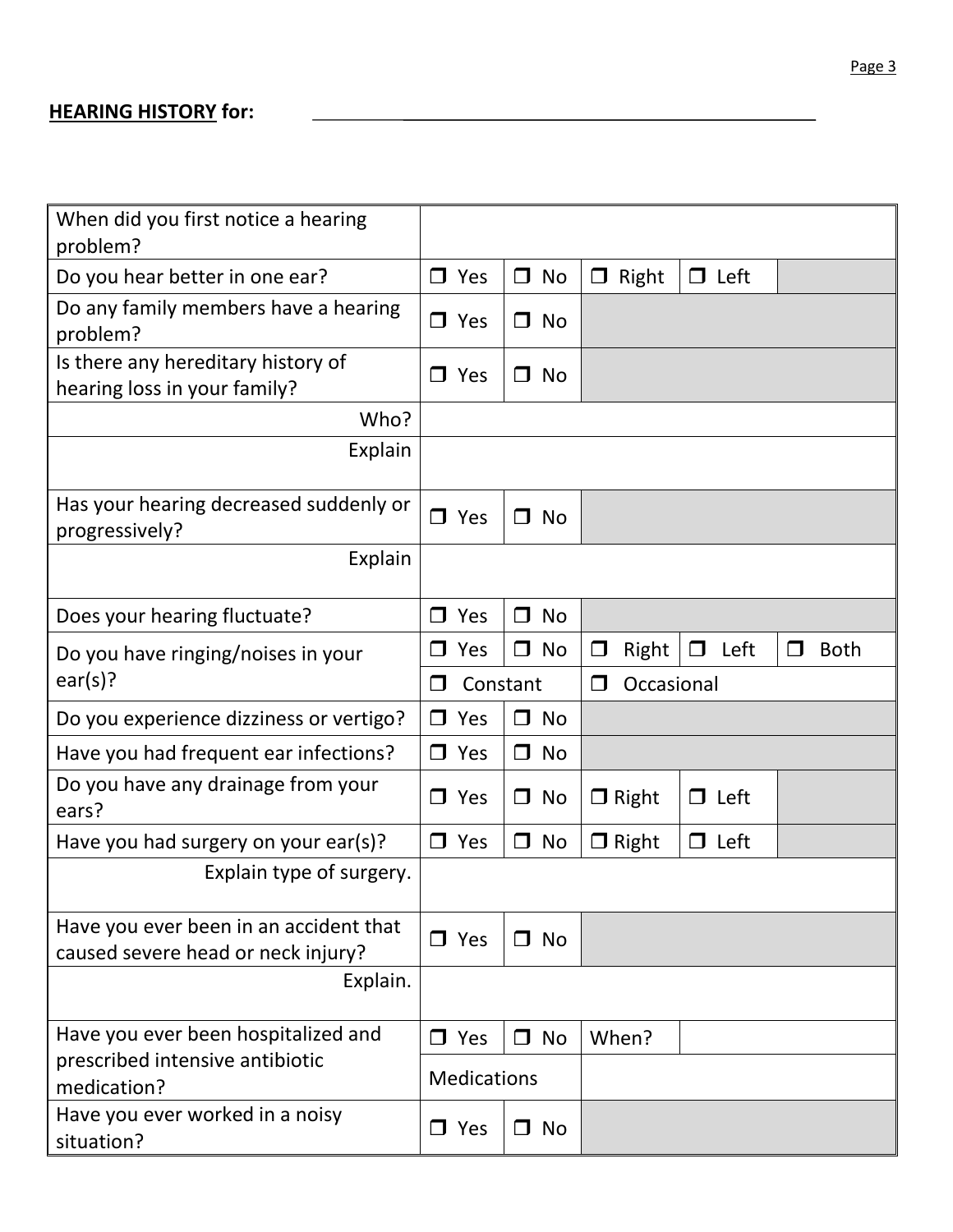**HEARING HISTORY for:** ______________________________

| | | | | | |
|---|---|---|---|---|---|
| When did you first notice a hearing problem? | | | | | |
| Do you hear better in one ear? | ❐ Yes | ❐ No | ❐ Right | ❐ Left | |
| Do any family members have a hearing problem? | ❐ Yes | ❐ No | | | |
| Is there any hereditary history of hearing loss in your family? | ❐ Yes | ❐ No | | | |
| Who? | | | | | |
| Explain | | | | | |
| Has your hearing decreased suddenly or progressively? | ❐ Yes | ❐ No | | | |
| Explain | | | | | |
| Does your hearing fluctuate? | ❐ Yes | ❐ No | | | |
| Do you have ringing/noises in your ear(s)? | ❐ Yes | ❐ No | ❐ Right | ❐ Left | ❐ Both |
| | ❐ Constant | | ❐ Occasional | | |
| Do you experience dizziness or vertigo? | ❐ Yes | ❐ No | | | |
| Have you had frequent ear infections? | ❐ Yes | ❐ No | | | |
| Do you have any drainage from your ears? | ❐ Yes | ❐ No | ❐ Right | ❐ Left | |
| Have you had surgery on your ear(s)? | ❐ Yes | ❐ No | ❐ Right | ❐ Left | |
| Explain type of surgery. | | | | | |
| Have you ever been in an accident that caused severe head or neck injury? | ❐ Yes | ❐ No | | | |
| Explain. | | | | | |
| Have you ever been hospitalized and prescribed intensive antibiotic medication? | ❐ Yes | ❐ No | When? | | |
| | Medications | | | | |
| Have you ever worked in a noisy situation? | ❐ Yes | ❐ No | | | |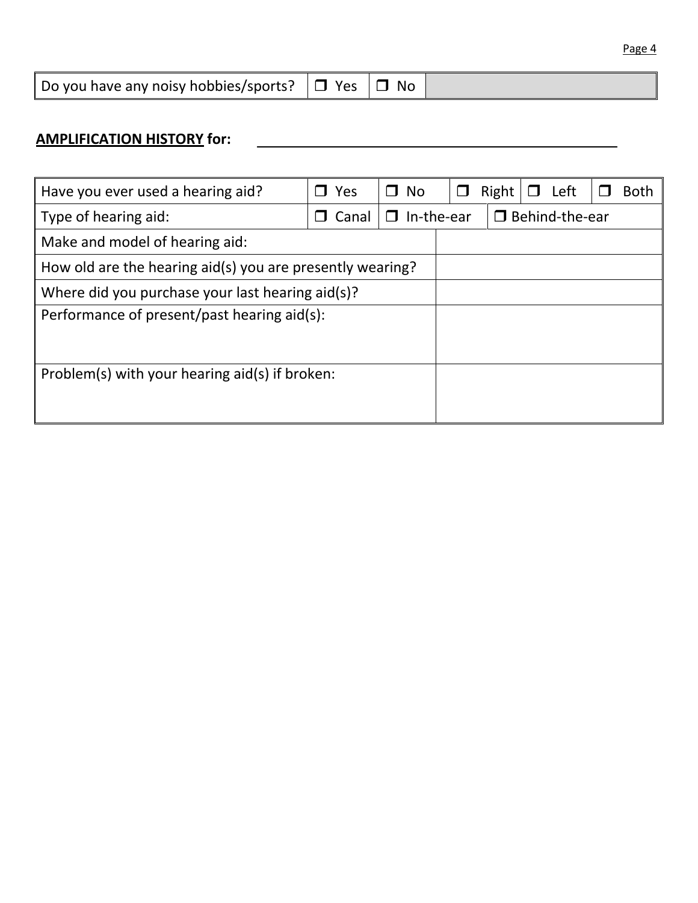| | | | |
|---|---|---|---|
| Do you have any noisy hobbies/sports? | ❒ Yes | ❒ No | |

**AMPLIFICATION HISTORY for:** ______________________________

| | | | | | |
|---|---|---|---|---|---|
| Have you ever used a hearing aid? | ❒ Yes | ❒ No | ❒ Right | ❒ Left | ❒ Both |
| Type of hearing aid: | ❒ Canal | ❒ In-the-ear | ❒ Behind-the-ear | | |
| Make and model of hearing aid: | | | | | |
| How old are the hearing aid(s) you are presently wearing? | | | | | |
| Where did you purchase your last hearing aid(s)? | | | | | |
| Performance of present/past hearing aid(s): | | | | | |
| Problem(s) with your hearing aid(s) if broken: | | | | | |